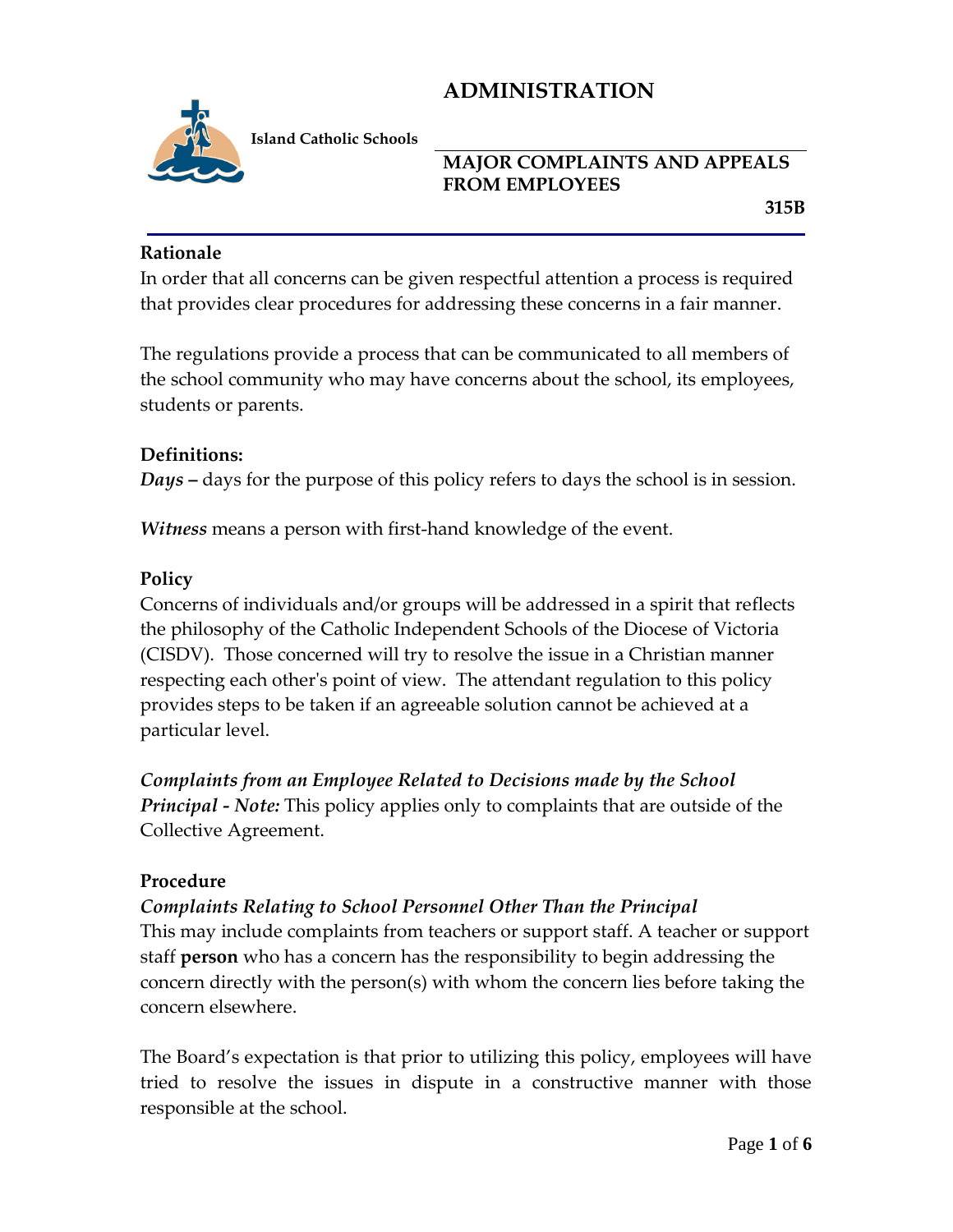# ADMINISTRATION

Island Catholic Schools

## MAJOR COMPLAINTS AND APPEALS FROM EMPLOYEES

**315B**

### Rationale

In order that all concerns can be given respectful attention a process is required that provides clear procedures for addressing these concerns in a fair manner.

The regulations provide a process that can be communicated to all members of the school community who may have concerns about the school, its employees, students or parents.

### Definitions:

***Days*** **–** days for the purpose of this policy refers to days the school is in session.

***Witness*** means a person with first-hand knowledge of the event.

### Policy

Concerns of individuals and/or groups will be addressed in a spirit that reflects the philosophy of the Catholic Independent Schools of the Diocese of Victoria (CISDV). Those concerned will try to resolve the issue in a Christian manner respecting each other's point of view. The attendant regulation to this policy provides steps to be taken if an agreeable solution cannot be achieved at a particular level.

***Complaints from an Employee Related to Decisions made by the School Principal - Note:*** This policy applies only to complaints that are outside of the Collective Agreement.

### Procedure

***Complaints Relating to School Personnel Other Than the Principal***

This may include complaints from teachers or support staff. A teacher or support staff **person** who has a concern has the responsibility to begin addressing the concern directly with the person(s) with whom the concern lies before taking the concern elsewhere.

The Board's expectation is that prior to utilizing this policy, employees will have tried to resolve the issues in dispute in a constructive manner with those responsible at the school.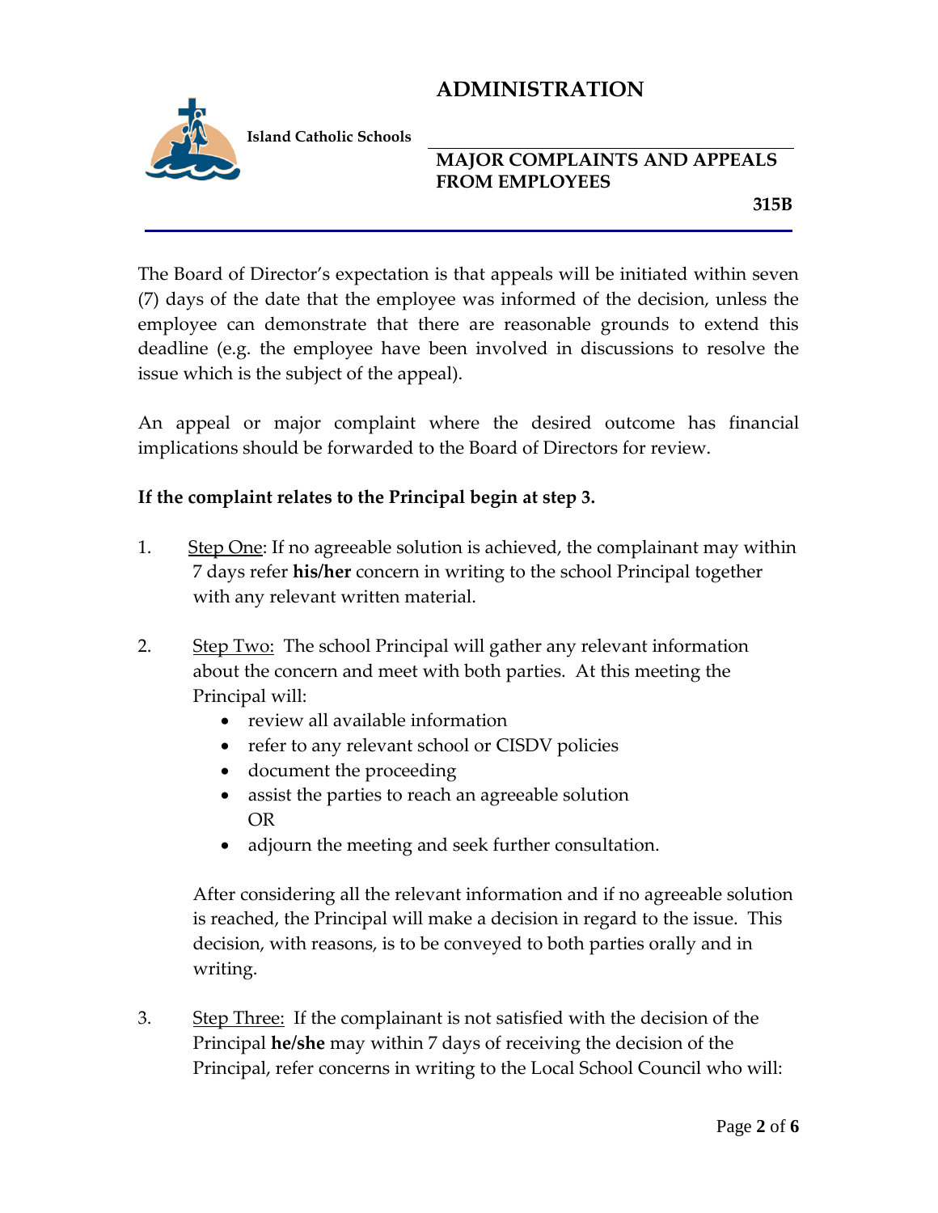The Board of Director's expectation is that appeals will be initiated within seven (7) days of the date that the employee was informed of the decision, unless the employee can demonstrate that there are reasonable grounds to extend this deadline (e.g. the employee have been involved in discussions to resolve the issue which is the subject of the appeal).

An appeal or major complaint where the desired outcome has financial implications should be forwarded to the Board of Directors for review.

**If the complaint relates to the Principal begin at step 3.**

1. Step One: If no agreeable solution is achieved, the complainant may within 7 days refer **his/her** concern in writing to the school Principal together with any relevant written material.

2. Step Two: The school Principal will gather any relevant information about the concern and meet with both parties. At this meeting the Principal will:
   - review all available information
   - refer to any relevant school or CISDV policies
   - document the proceeding
   - assist the parties to reach an agreeable solution OR
   - adjourn the meeting and seek further consultation.

   After considering all the relevant information and if no agreeable solution is reached, the Principal will make a decision in regard to the issue. This decision, with reasons, is to be conveyed to both parties orally and in writing.

3. Step Three: If the complainant is not satisfied with the decision of the Principal **he/she** may within 7 days of receiving the decision of the Principal, refer concerns in writing to the Local School Council who will: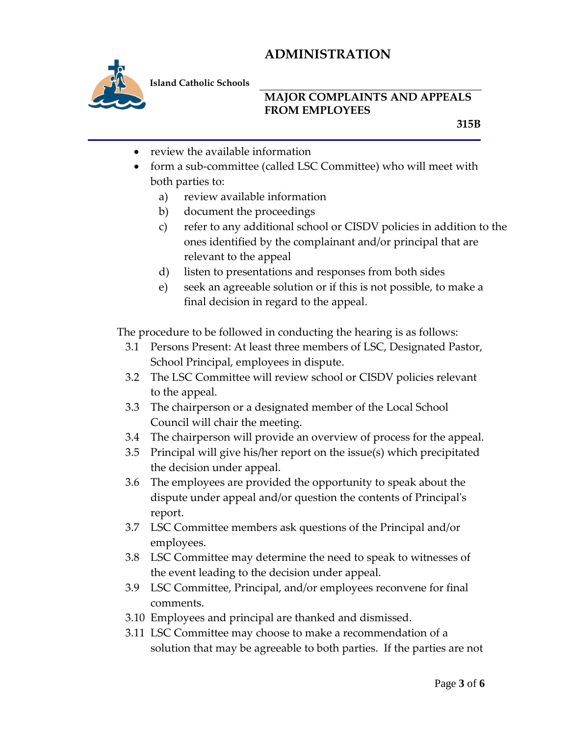- review the available information
- form a sub-committee (called LSC Committee) who will meet with both parties to:
  a) review available information
  b) document the proceedings
  c) refer to any additional school or CISDV policies in addition to the ones identified by the complainant and/or principal that are relevant to the appeal
  d) listen to presentations and responses from both sides
  e) seek an agreeable solution or if this is not possible, to make a final decision in regard to the appeal.

The procedure to be followed in conducting the hearing is as follows:

3.1 Persons Present: At least three members of LSC, Designated Pastor, School Principal, employees in dispute.

3.2 The LSC Committee will review school or CISDV policies relevant to the appeal.

3.3 The chairperson or a designated member of the Local School Council will chair the meeting.

3.4 The chairperson will provide an overview of process for the appeal.

3.5 Principal will give his/her report on the issue(s) which precipitated the decision under appeal.

3.6 The employees are provided the opportunity to speak about the dispute under appeal and/or question the contents of Principal's report.

3.7 LSC Committee members ask questions of the Principal and/or employees.

3.8 LSC Committee may determine the need to speak to witnesses of the event leading to the decision under appeal.

3.9 LSC Committee, Principal, and/or employees reconvene for final comments.

3.10 Employees and principal are thanked and dismissed.

3.11 LSC Committee may choose to make a recommendation of a solution that may be agreeable to both parties. If the parties are not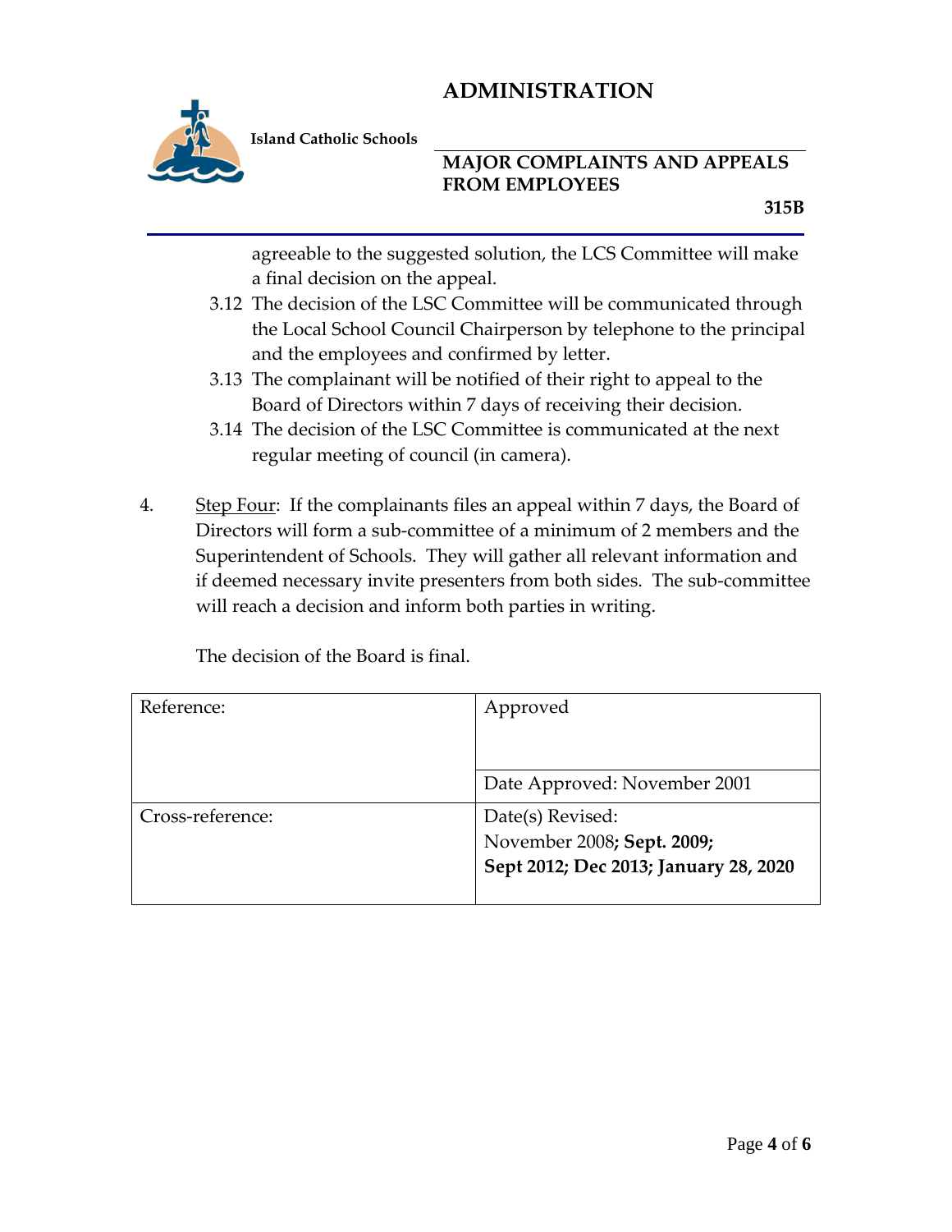agreeable to the suggested solution, the LCS Committee will make a final decision on the appeal.

3.12 The decision of the LSC Committee will be communicated through the Local School Council Chairperson by telephone to the principal and the employees and confirmed by letter.

3.13 The complainant will be notified of their right to appeal to the Board of Directors within 7 days of receiving their decision.

3.14 The decision of the LSC Committee is communicated at the next regular meeting of council (in camera).

4. Step Four: If the complainants files an appeal within 7 days, the Board of Directors will form a sub-committee of a minimum of 2 members and the Superintendent of Schools. They will gather all relevant information and if deemed necessary invite presenters from both sides. The sub-committee will reach a decision and inform both parties in writing.

The decision of the Board is final.

| Reference: | Approved |
|---|---|
| | Date Approved: November 2001 |
| Cross-reference: | Date(s) Revised: November 2008**; Sept. 2009; Sept 2012; Dec 2013; January 28, 2020** |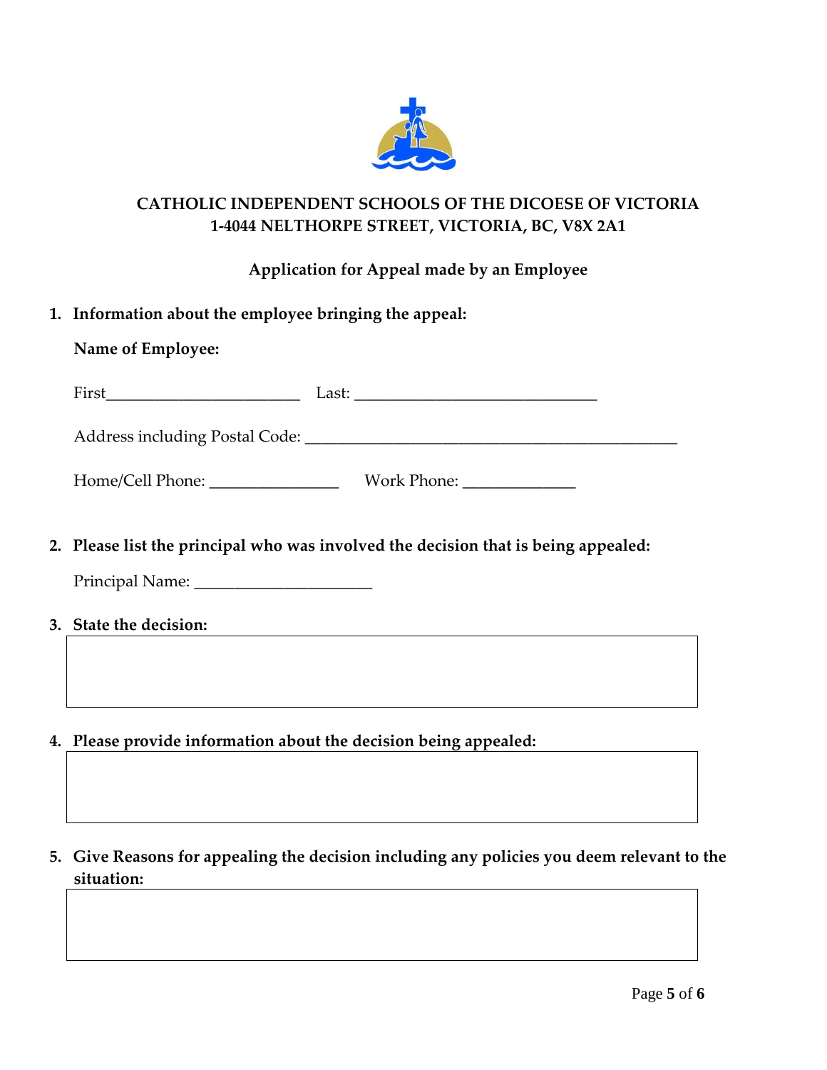**CATHOLIC INDEPENDENT SCHOOLS OF THE DICOESE OF VICTORIA**
**1-4044 NELTHORPE STREET, VICTORIA, BC, V8X 2A1**

**Application for Appeal made by an Employee**

1. **Information about the employee bringing the appeal:**

   **Name of Employee:**

   First________________________ Last: ______________________________

   Address including Postal Code: ______________________________________________

   Home/Cell Phone: ________________ Work Phone: ______________

2. **Please list the principal who was involved the decision that is being appealed:**

   Principal Name: ______________________

3. **State the decision:**

   | |
   |---|
   | |

4. **Please provide information about the decision being appealed:**

   | |
   |---|
   | |

5. **Give Reasons for appealing the decision including any policies you deem relevant to the situation:**

   | |
   |---|
   | |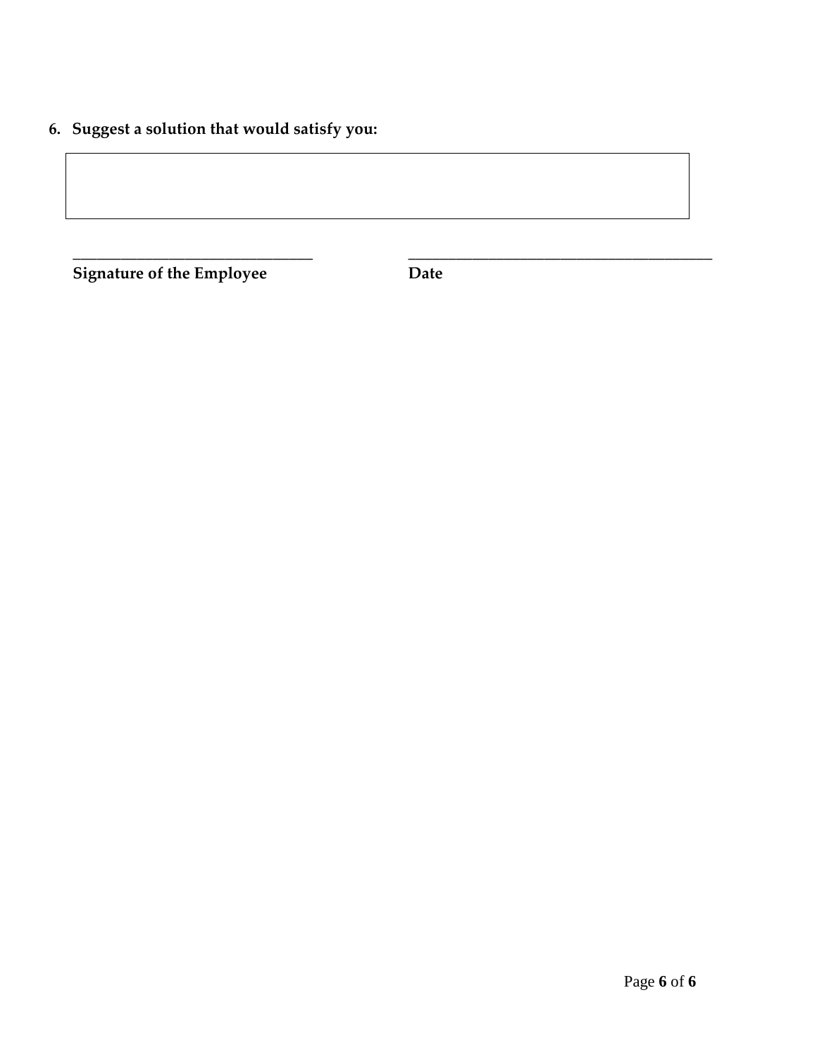6. **Suggest a solution that would satisfy you:**

| |
|---|
| |

________________________________ ________________________________________

**Signature of the Employee** **Date**